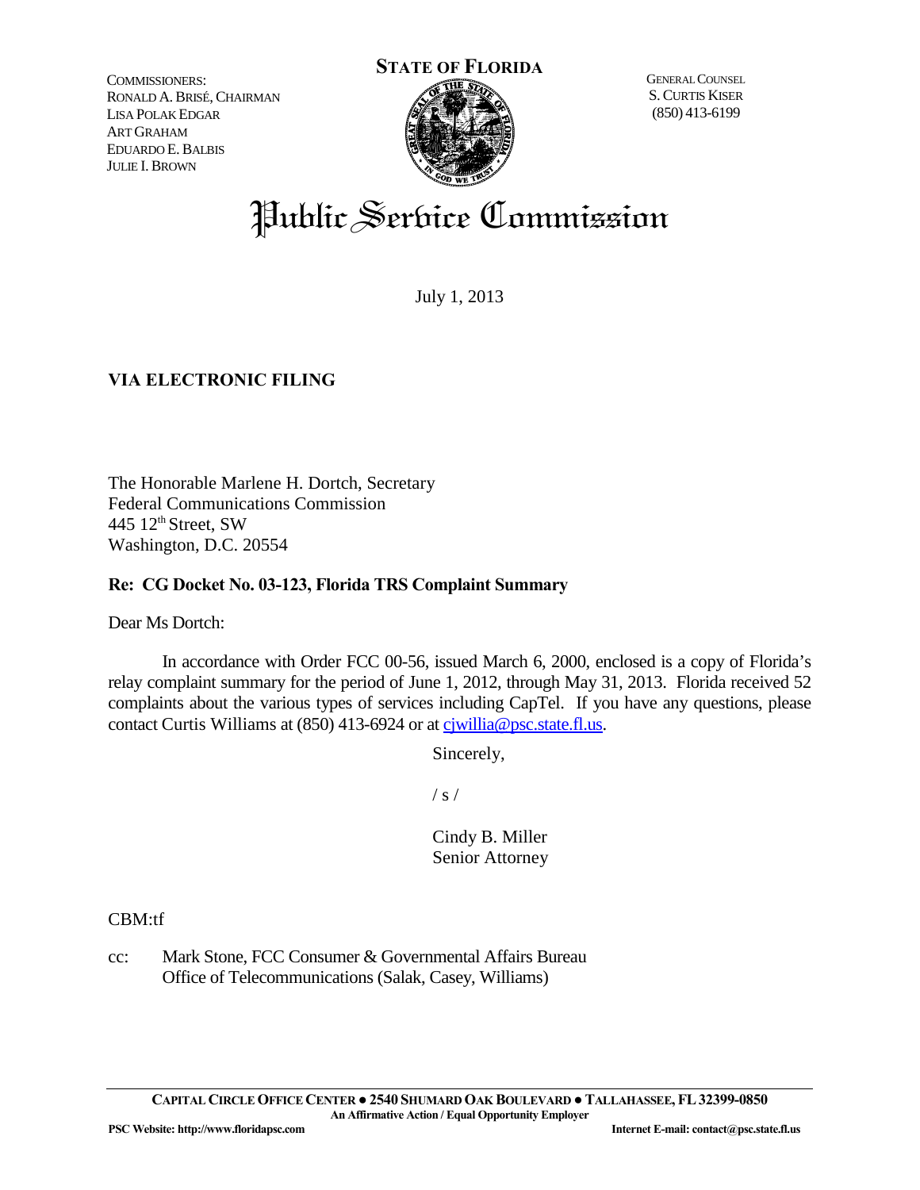COMMISSIONERS:
RONALD A. BRISÉ, CHAIRMAN
LISA POLAK EDGAR
ART GRAHAM
EDUARDO E. BALBIS
JULIE I. BROWN

**STATE OF FLORIDA**

GENERAL COUNSEL
S. CURTIS KISER
(850) 413-6199

# Public Service Commission

July 1, 2013

**VIA ELECTRONIC FILING**

The Honorable Marlene H. Dortch, Secretary
Federal Communications Commission
445 12th Street, SW
Washington, D.C. 20554

**Re: CG Docket No. 03-123, Florida TRS Complaint Summary**

Dear Ms Dortch:

In accordance with Order FCC 00-56, issued March 6, 2000, enclosed is a copy of Florida's relay complaint summary for the period of June 1, 2012, through May 31, 2013. Florida received 52 complaints about the various types of services including CapTel. If you have any questions, please contact Curtis Williams at (850) 413-6924 or at cjwillia@psc.state.fl.us.

Sincerely,

/ s /

Cindy B. Miller
Senior Attorney

CBM:tf

cc: Mark Stone, FCC Consumer & Governmental Affairs Bureau
Office of Telecommunications (Salak, Casey, Williams)

**CAPITAL CIRCLE OFFICE CENTER ● 2540 SHUMARD OAK BOULEVARD ● TALLAHASSEE, FL 32399-0850**
**An Affirmative Action / Equal Opportunity Employer**
**PSC Website: http://www.floridapsc.com** **Internet E-mail: contact@psc.state.fl.us**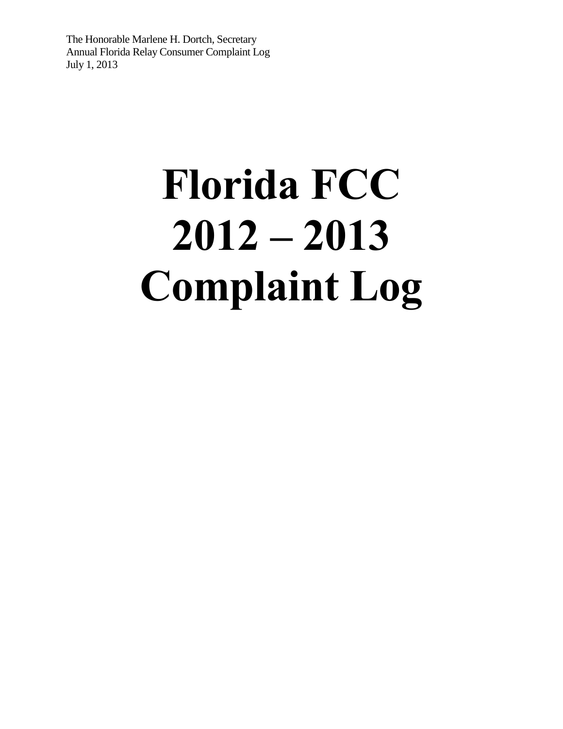# Florida FCC 2012 – 2013 Complaint Log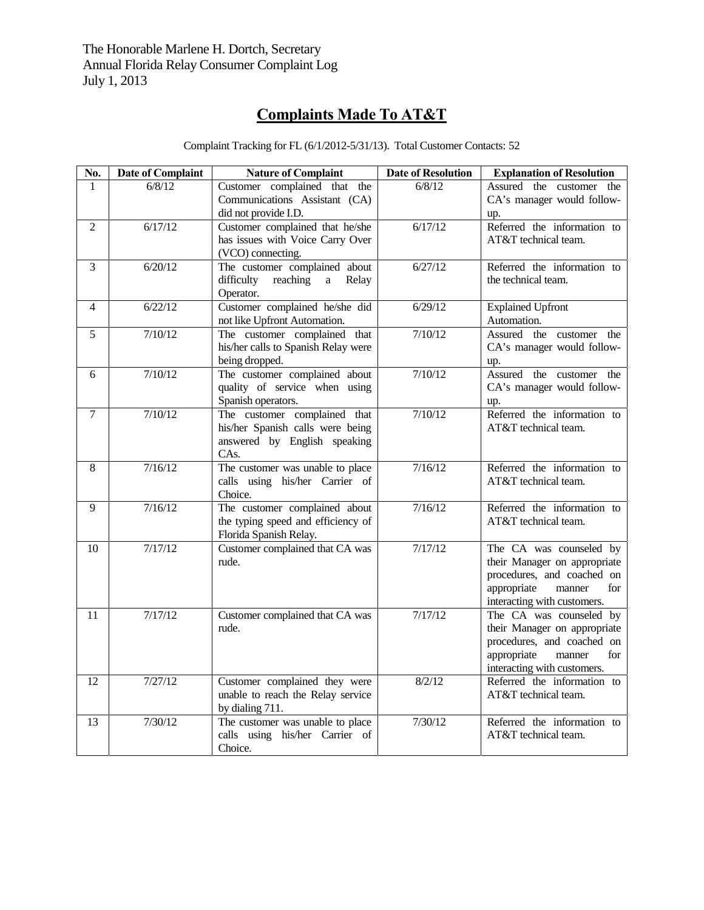The Honorable Marlene H. Dortch, Secretary
Annual Florida Relay Consumer Complaint Log
July 1, 2013

# Complaints Made To AT&T

Complaint Tracking for FL (6/1/2012-5/31/13). Total Customer Contacts: 52

| No. | Date of Complaint | Nature of Complaint | Date of Resolution | Explanation of Resolution |
|---|---|---|---|---|
| 1 | 6/8/12 | Customer complained that the Communications Assistant (CA) did not provide I.D. | 6/8/12 | Assured the customer the CA's manager would follow-up. |
| 2 | 6/17/12 | Customer complained that he/she has issues with Voice Carry Over (VCO) connecting. | 6/17/12 | Referred the information to AT&T technical team. |
| 3 | 6/20/12 | The customer complained about difficulty reaching a Relay Operator. | 6/27/12 | Referred the information to the technical team. |
| 4 | 6/22/12 | Customer complained he/she did not like Upfront Automation. | 6/29/12 | Explained Upfront Automation. |
| 5 | 7/10/12 | The customer complained that his/her calls to Spanish Relay were being dropped. | 7/10/12 | Assured the customer the CA's manager would follow-up. |
| 6 | 7/10/12 | The customer complained about quality of service when using Spanish operators. | 7/10/12 | Assured the customer the CA's manager would follow-up. |
| 7 | 7/10/12 | The customer complained that his/her Spanish calls were being answered by English speaking CAs. | 7/10/12 | Referred the information to AT&T technical team. |
| 8 | 7/16/12 | The customer was unable to place calls using his/her Carrier of Choice. | 7/16/12 | Referred the information to AT&T technical team. |
| 9 | 7/16/12 | The customer complained about the typing speed and efficiency of Florida Spanish Relay. | 7/16/12 | Referred the information to AT&T technical team. |
| 10 | 7/17/12 | Customer complained that CA was rude. | 7/17/12 | The CA was counseled by their Manager on appropriate procedures, and coached on appropriate manner for interacting with customers. |
| 11 | 7/17/12 | Customer complained that CA was rude. | 7/17/12 | The CA was counseled by their Manager on appropriate procedures, and coached on appropriate manner for interacting with customers. |
| 12 | 7/27/12 | Customer complained they were unable to reach the Relay service by dialing 711. | 8/2/12 | Referred the information to AT&T technical team. |
| 13 | 7/30/12 | The customer was unable to place calls using his/her Carrier of Choice. | 7/30/12 | Referred the information to AT&T technical team. |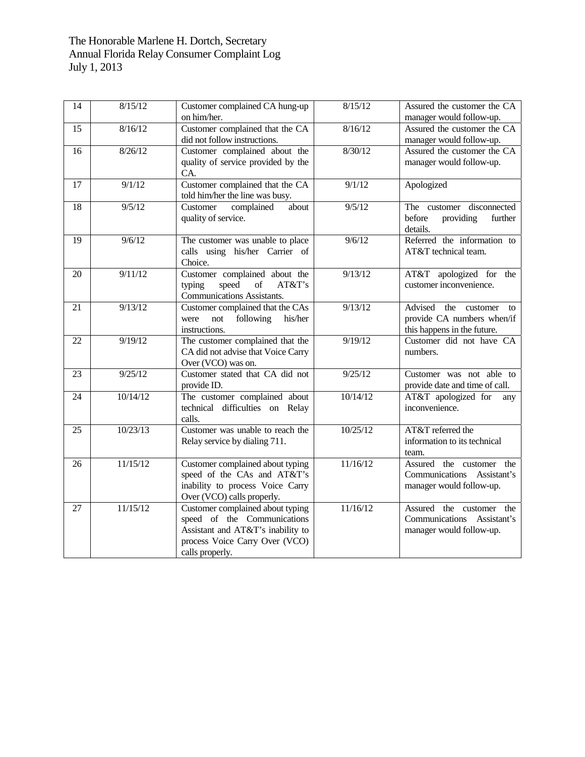The Honorable Marlene H. Dortch, Secretary
Annual Florida Relay Consumer Complaint Log
July 1, 2013

| | | | | |
|---|---|---|---|---|
| 14 | 8/15/12 | Customer complained CA hung-up on him/her. | 8/15/12 | Assured the customer the CA manager would follow-up. |
| 15 | 8/16/12 | Customer complained that the CA did not follow instructions. | 8/16/12 | Assured the customer the CA manager would follow-up. |
| 16 | 8/26/12 | Customer complained about the quality of service provided by the CA. | 8/30/12 | Assured the customer the CA manager would follow-up. |
| 17 | 9/1/12 | Customer complained that the CA told him/her the line was busy. | 9/1/12 | Apologized |
| 18 | 9/5/12 | Customer complained about quality of service. | 9/5/12 | The customer disconnected before providing further details. |
| 19 | 9/6/12 | The customer was unable to place calls using his/her Carrier of Choice. | 9/6/12 | Referred the information to AT&T technical team. |
| 20 | 9/11/12 | Customer complained about the typing speed of AT&T's Communications Assistants. | 9/13/12 | AT&T apologized for the customer inconvenience. |
| 21 | 9/13/12 | Customer complained that the CAs were not following his/her instructions. | 9/13/12 | Advised the customer to provide CA numbers when/if this happens in the future. |
| 22 | 9/19/12 | The customer complained that the CA did not advise that Voice Carry Over (VCO) was on. | 9/19/12 | Customer did not have CA numbers. |
| 23 | 9/25/12 | Customer stated that CA did not provide ID. | 9/25/12 | Customer was not able to provide date and time of call. |
| 24 | 10/14/12 | The customer complained about technical difficulties on Relay calls. | 10/14/12 | AT&T apologized for any inconvenience. |
| 25 | 10/23/13 | Customer was unable to reach the Relay service by dialing 711. | 10/25/12 | AT&T referred the information to its technical team. |
| 26 | 11/15/12 | Customer complained about typing speed of the CAs and AT&T's inability to process Voice Carry Over (VCO) calls properly. | 11/16/12 | Assured the customer the Communications Assistant's manager would follow-up. |
| 27 | 11/15/12 | Customer complained about typing speed of the Communications Assistant and AT&T's inability to process Voice Carry Over (VCO) calls properly. | 11/16/12 | Assured the customer the Communications Assistant's manager would follow-up. |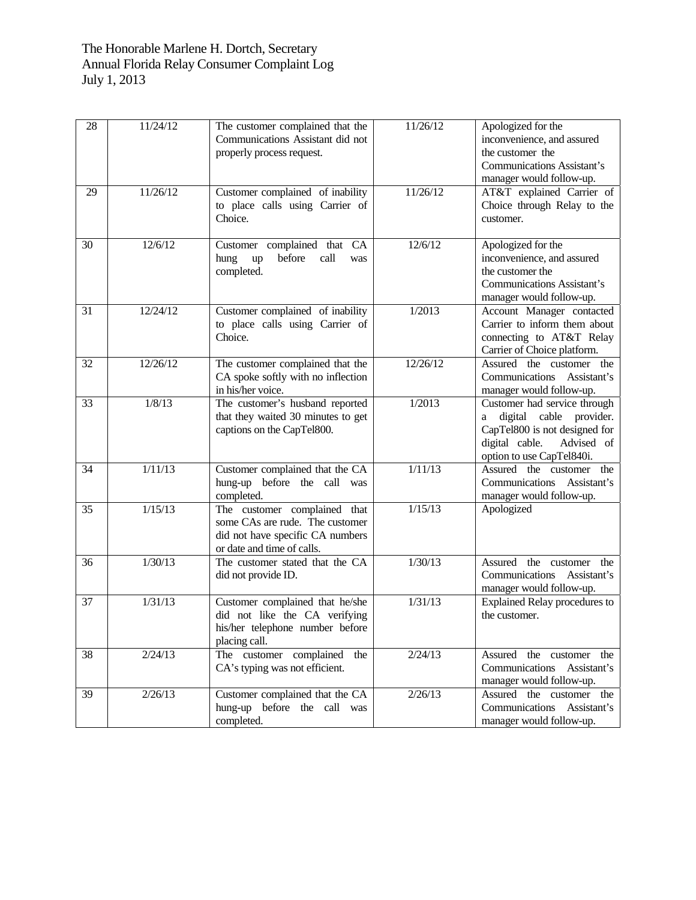The Honorable Marlene H. Dortch, Secretary
Annual Florida Relay Consumer Complaint Log
July 1, 2013

| | | | | |
|---|---|---|---|---|
| 28 | 11/24/12 | The customer complained that the Communications Assistant did not properly process request. | 11/26/12 | Apologized for the inconvenience, and assured the customer the Communications Assistant's manager would follow-up. |
| 29 | 11/26/12 | Customer complained of inability to place calls using Carrier of Choice. | 11/26/12 | AT&T explained Carrier of Choice through Relay to the customer. |
| 30 | 12/6/12 | Customer complained that CA hung up before call was completed. | 12/6/12 | Apologized for the inconvenience, and assured the customer the Communications Assistant's manager would follow-up. |
| 31 | 12/24/12 | Customer complained of inability to place calls using Carrier of Choice. | 1/2013 | Account Manager contacted Carrier to inform them about connecting to AT&T Relay Carrier of Choice platform. |
| 32 | 12/26/12 | The customer complained that the CA spoke softly with no inflection in his/her voice. | 12/26/12 | Assured the customer the Communications Assistant's manager would follow-up. |
| 33 | 1/8/13 | The customer's husband reported that they waited 30 minutes to get captions on the CapTel800. | 1/2013 | Customer had service through a digital cable provider. CapTel800 is not designed for digital cable. Advised of option to use CapTel840i. |
| 34 | 1/11/13 | Customer complained that the CA hung-up before the call was completed. | 1/11/13 | Assured the customer the Communications Assistant's manager would follow-up. |
| 35 | 1/15/13 | The customer complained that some CAs are rude. The customer did not have specific CA numbers or date and time of calls. | 1/15/13 | Apologized |
| 36 | 1/30/13 | The customer stated that the CA did not provide ID. | 1/30/13 | Assured the customer the Communications Assistant's manager would follow-up. |
| 37 | 1/31/13 | Customer complained that he/she did not like the CA verifying his/her telephone number before placing call. | 1/31/13 | Explained Relay procedures to the customer. |
| 38 | 2/24/13 | The customer complained the CA's typing was not efficient. | 2/24/13 | Assured the customer the Communications Assistant's manager would follow-up. |
| 39 | 2/26/13 | Customer complained that the CA hung-up before the call was completed. | 2/26/13 | Assured the customer the Communications Assistant's manager would follow-up. |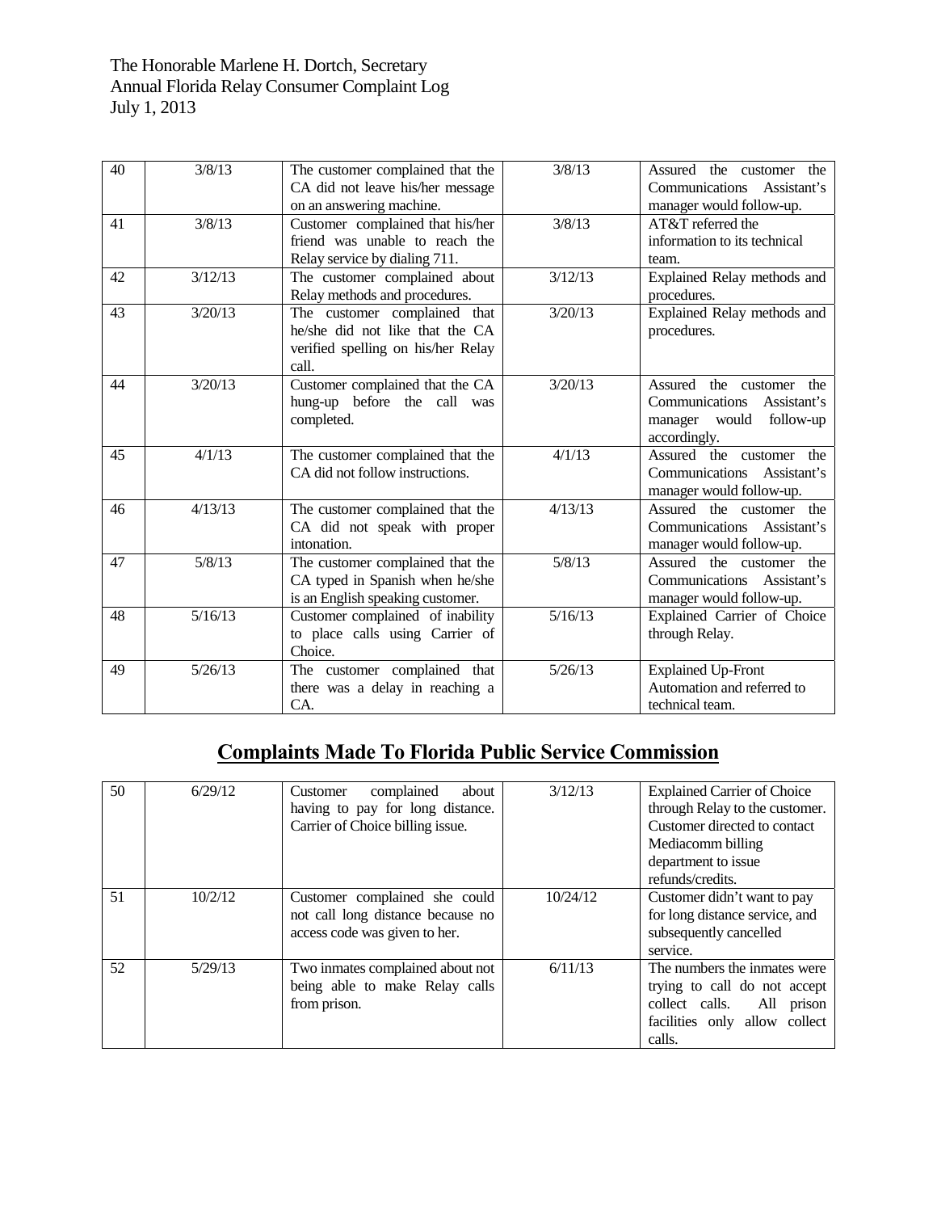| | | | | |
|---|---|---|---|---|
| 40 | 3/8/13 | The customer complained that the CA did not leave his/her message on an answering machine. | 3/8/13 | Assured the customer the Communications Assistant's manager would follow-up. |
| 41 | 3/8/13 | Customer complained that his/her friend was unable to reach the Relay service by dialing 711. | 3/8/13 | AT&T referred the information to its technical team. |
| 42 | 3/12/13 | The customer complained about Relay methods and procedures. | 3/12/13 | Explained Relay methods and procedures. |
| 43 | 3/20/13 | The customer complained that he/she did not like that the CA verified spelling on his/her Relay call. | 3/20/13 | Explained Relay methods and procedures. |
| 44 | 3/20/13 | Customer complained that the CA hung-up before the call was completed. | 3/20/13 | Assured the customer the Communications Assistant's manager would follow-up accordingly. |
| 45 | 4/1/13 | The customer complained that the CA did not follow instructions. | 4/1/13 | Assured the customer the Communications Assistant's manager would follow-up. |
| 46 | 4/13/13 | The customer complained that the CA did not speak with proper intonation. | 4/13/13 | Assured the customer the Communications Assistant's manager would follow-up. |
| 47 | 5/8/13 | The customer complained that the CA typed in Spanish when he/she is an English speaking customer. | 5/8/13 | Assured the customer the Communications Assistant's manager would follow-up. |
| 48 | 5/16/13 | Customer complained of inability to place calls using Carrier of Choice. | 5/16/13 | Explained Carrier of Choice through Relay. |
| 49 | 5/26/13 | The customer complained that there was a delay in reaching a CA. | 5/26/13 | Explained Up-Front Automation and referred to technical team. |

## Complaints Made To Florida Public Service Commission

| | | | | |
|---|---|---|---|---|
| 50 | 6/29/12 | Customer complained about having to pay for long distance. Carrier of Choice billing issue. | 3/12/13 | Explained Carrier of Choice through Relay to the customer. Customer directed to contact Mediacomm billing department to issue refunds/credits. |
| 51 | 10/2/12 | Customer complained she could not call long distance because no access code was given to her. | 10/24/12 | Customer didn't want to pay for long distance service, and subsequently cancelled service. |
| 52 | 5/29/13 | Two inmates complained about not being able to make Relay calls from prison. | 6/11/13 | The numbers the inmates were trying to call do not accept collect calls. All prison facilities only allow collect calls. |